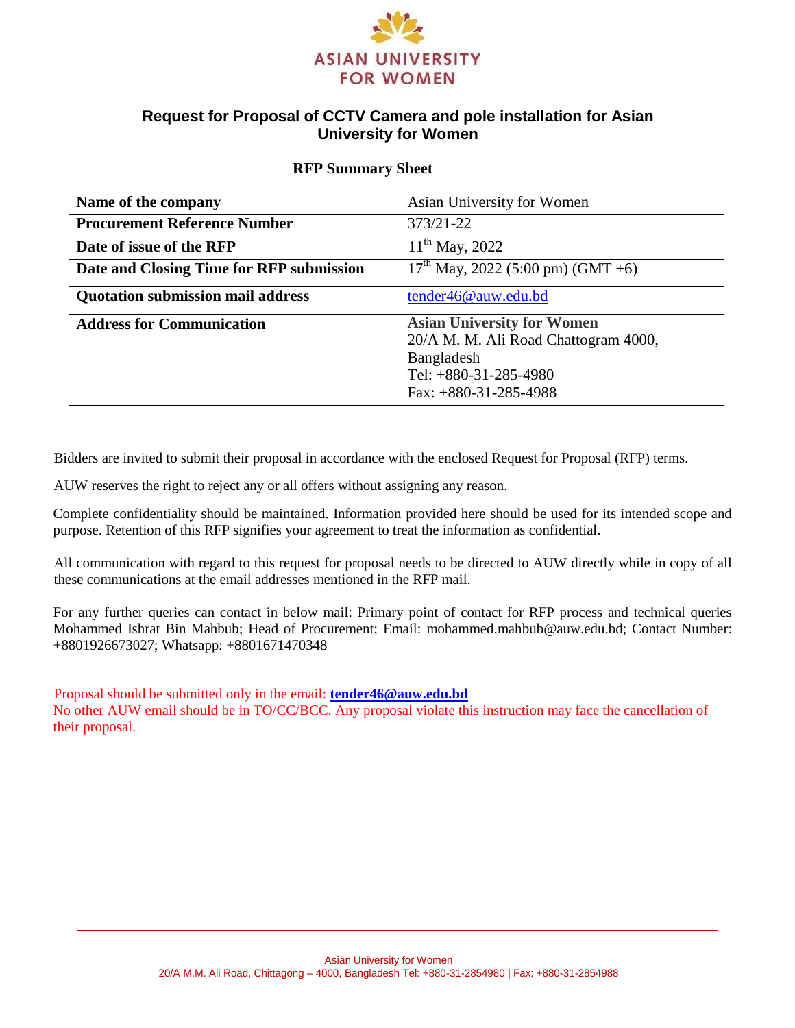ASIAN UNIVERSITY FOR WOMEN

# Request for Proposal of CCTV Camera and pole installation for Asian University for Women

## RFP Summary Sheet

| Name of the company | Asian University for Women |
|---|---|
| **Procurement Reference Number** | 373/21-22 |
| **Date of issue of the RFP** | 11th May, 2022 |
| **Date and Closing Time for RFP submission** | 17th May, 2022 (5:00 pm) (GMT +6) |
| **Quotation submission mail address** | tender46@auw.edu.bd |
| **Address for Communication** | **Asian University for Women**<br>20/A M. M. Ali Road Chattogram 4000, Bangladesh<br>Tel: +880-31-285-4980<br>Fax: +880-31-285-4988 |

Bidders are invited to submit their proposal in accordance with the enclosed Request for Proposal (RFP) terms.

AUW reserves the right to reject any or all offers without assigning any reason.

Complete confidentiality should be maintained. Information provided here should be used for its intended scope and purpose. Retention of this RFP signifies your agreement to treat the information as confidential.

All communication with regard to this request for proposal needs to be directed to AUW directly while in copy of all these communications at the email addresses mentioned in the RFP mail.

For any further queries can contact in below mail: Primary point of contact for RFP process and technical queries Mohammed Ishrat Bin Mahbub; Head of Procurement; Email: mohammed.mahbub@auw.edu.bd; Contact Number: +8801926673027; Whatsapp: +8801671470348

Proposal should be submitted only in the email: **tender46@auw.edu.bd**
No other AUW email should be in TO/CC/BCC. Any proposal violate this instruction may face the cancellation of their proposal.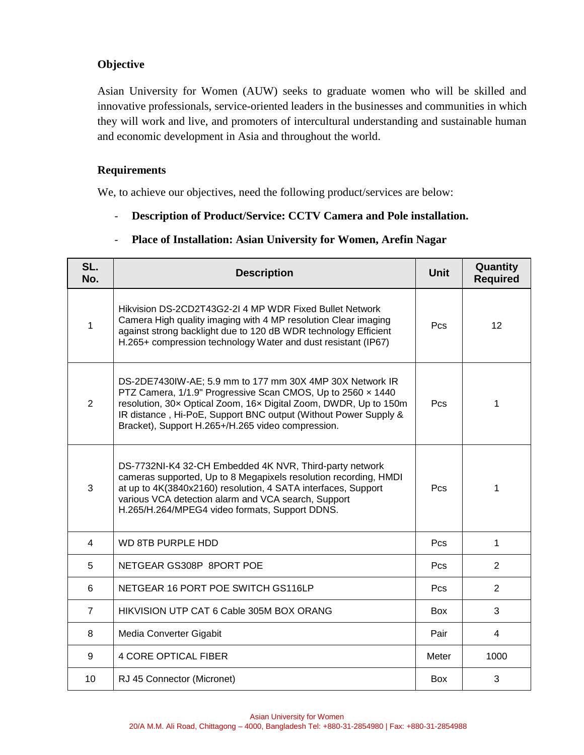**Objective**

Asian University for Women (AUW) seeks to graduate women who will be skilled and innovative professionals, service-oriented leaders in the businesses and communities in which they will work and live, and promoters of intercultural understanding and sustainable human and economic development in Asia and throughout the world.

**Requirements**

We, to achieve our objectives, need the following product/services are below:

- **Description of Product/Service: CCTV Camera and Pole installation.**
- **Place of Installation: Asian University for Women, Arefin Nagar**

| SL. No. | Description | Unit | Quantity Required |
|---|---|---|---|
| 1 | Hikvision DS-2CD2T43G2-2I 4 MP WDR Fixed Bullet Network Camera High quality imaging with 4 MP resolution Clear imaging against strong backlight due to 120 dB WDR technology Efficient H.265+ compression technology Water and dust resistant (IP67) | Pcs | 12 |
| 2 | DS-2DE7430IW-AE; 5.9 mm to 177 mm 30X 4MP 30X Network IR PTZ Camera, 1/1.9" Progressive Scan CMOS, Up to 2560 × 1440 resolution, 30× Optical Zoom, 16× Digital Zoom, DWDR, Up to 150m IR distance , Hi-PoE, Support BNC output (Without Power Supply & Bracket), Support H.265+/H.265 video compression. | Pcs | 1 |
| 3 | DS-7732NI-K4 32-CH Embedded 4K NVR, Third-party network cameras supported, Up to 8 Megapixels resolution recording, HMDI at up to 4K(3840x2160) resolution, 4 SATA interfaces, Support various VCA detection alarm and VCA search, Support H.265/H.264/MPEG4 video formats, Support DDNS. | Pcs | 1 |
| 4 | WD 8TB PURPLE HDD | Pcs | 1 |
| 5 | NETGEAR GS308P 8PORT POE | Pcs | 2 |
| 6 | NETGEAR 16 PORT POE SWITCH GS116LP | Pcs | 2 |
| 7 | HIKVISION UTP CAT 6 Cable 305M BOX ORANG | Box | 3 |
| 8 | Media Converter Gigabit | Pair | 4 |
| 9 | 4 CORE OPTICAL FIBER | Meter | 1000 |
| 10 | RJ 45 Connector (Micronet) | Box | 3 |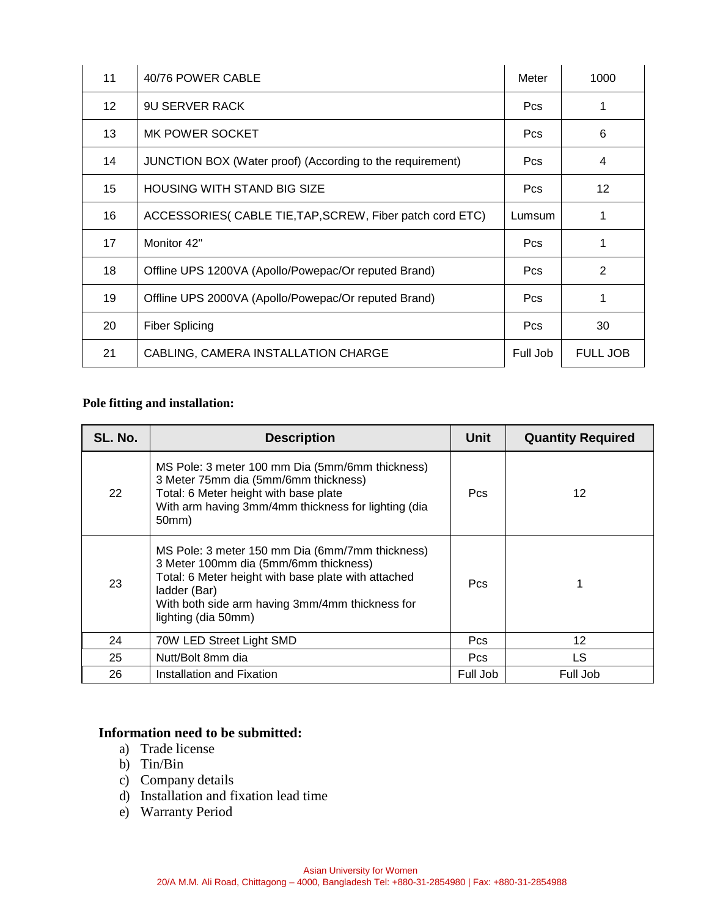| 11 | 40/76 POWER CABLE | Meter | 1000 |
|---|---|---|---|
| 12 | 9U SERVER RACK | Pcs | 1 |
| 13 | MK POWER SOCKET | Pcs | 6 |
| 14 | JUNCTION BOX (Water proof) (According to the requirement) | Pcs | 4 |
| 15 | HOUSING WITH STAND BIG SIZE | Pcs | 12 |
| 16 | ACCESSORIES( CABLE TIE,TAP,SCREW, Fiber patch cord ETC) | Lumsum | 1 |
| 17 | Monitor 42" | Pcs | 1 |
| 18 | Offline UPS 1200VA (Apollo/Powepac/Or reputed Brand) | Pcs | 2 |
| 19 | Offline UPS 2000VA (Apollo/Powepac/Or reputed Brand) | Pcs | 1 |
| 20 | Fiber Splicing | Pcs | 30 |
| 21 | CABLING, CAMERA INSTALLATION CHARGE | Full Job | FULL JOB |

**Pole fitting and installation:**

| SL. No. | Description | Unit | Quantity Required |
|---|---|---|---|
| 22 | MS Pole: 3 meter 100 mm Dia (5mm/6mm thickness) 3 Meter 75mm dia (5mm/6mm thickness) Total: 6 Meter height with base plate With arm having 3mm/4mm thickness for lighting (dia 50mm) | Pcs | 12 |
| 23 | MS Pole: 3 meter 150 mm Dia (6mm/7mm thickness) 3 Meter 100mm dia (5mm/6mm thickness) Total: 6 Meter height with base plate with attached ladder (Bar) With both side arm having 3mm/4mm thickness for lighting (dia 50mm) | Pcs | 1 |
| 24 | 70W LED Street Light SMD | Pcs | 12 |
| 25 | Nutt/Bolt 8mm dia | Pcs | LS |
| 26 | Installation and Fixation | Full Job | Full Job |

**Information need to be submitted:**

a) Trade license
b) Tin/Bin
c) Company details
d) Installation and fixation lead time
e) Warranty Period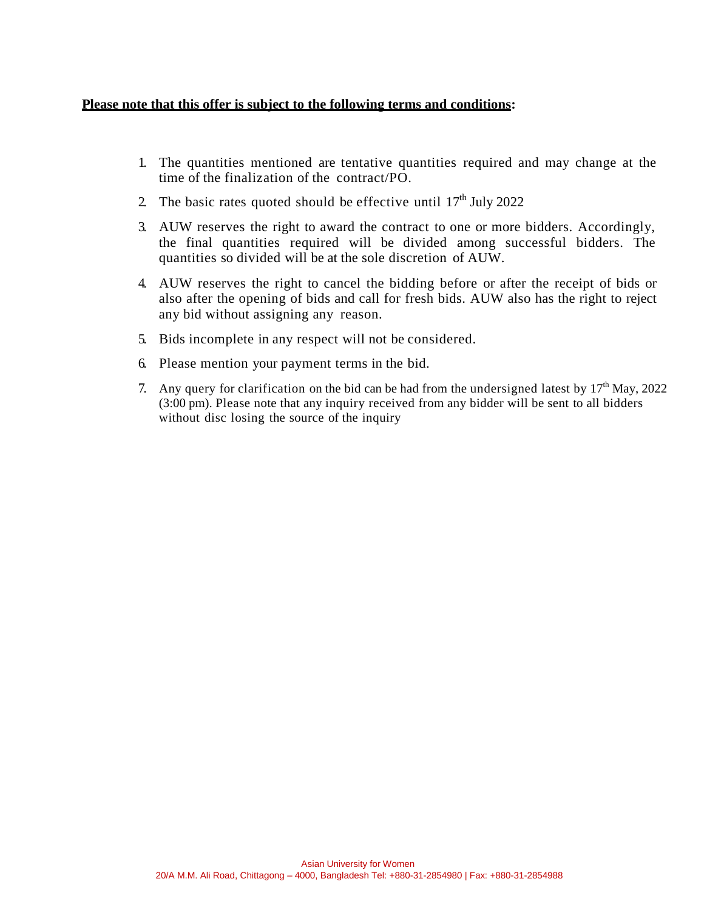**<u>Please note that this offer is subject to the following terms and conditions</u>:**

1. The quantities mentioned are tentative quantities required and may change at the time of the finalization of the contract/PO.
2. The basic rates quoted should be effective until 17th July 2022
3. AUW reserves the right to award the contract to one or more bidders. Accordingly, the final quantities required will be divided among successful bidders. The quantities so divided will be at the sole discretion of AUW.
4. AUW reserves the right to cancel the bidding before or after the receipt of bids or also after the opening of bids and call for fresh bids. AUW also has the right to reject any bid without assigning any reason.
5. Bids incomplete in any respect will not be considered.
6. Please mention your payment terms in the bid.
7. Any query for clarification on the bid can be had from the undersigned latest by 17th May, 2022 (3:00 pm). Please note that any inquiry received from any bidder will be sent to all bidders without disc losing the source of the inquiry

Asian University for Women
20/A M.M. Ali Road, Chittagong – 4000, Bangladesh Tel: +880-31-2854980 | Fax: +880-31-2854988